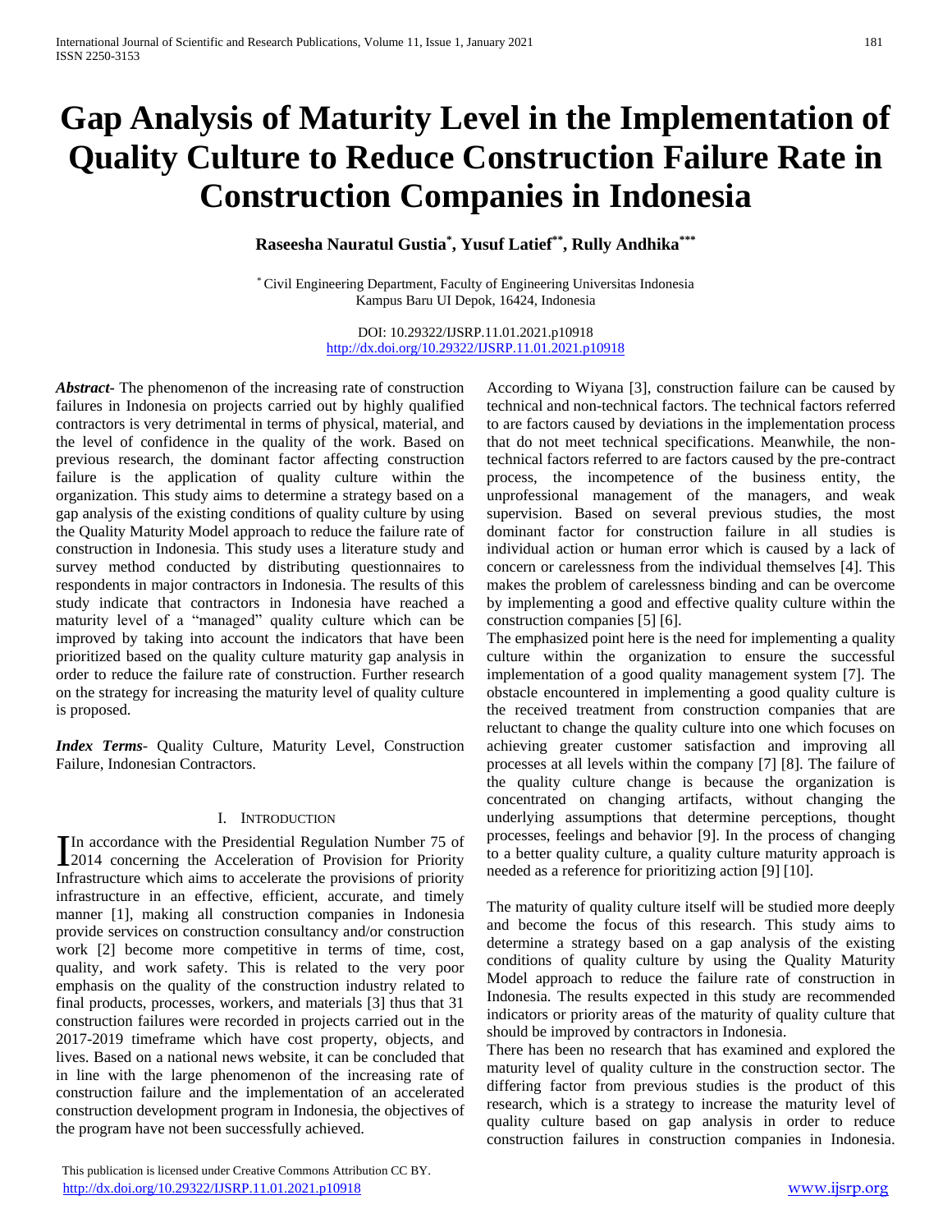# Gap Analysis of Maturity Level in the Implementation of Quality Culture to Reduce Construction Failure Rate in Construction Companies in Indonesia

**Raseesha Nauratul Gustia[*], Yusuf Latief[**], Rully Andhika[***]**

[*] Civil Engineering Department, Faculty of Engineering Universitas Indonesia
Kampus Baru UI Depok, 16424, Indonesia

DOI: 10.29322/IJSRP.11.01.2021.p10918
http://dx.doi.org/10.29322/IJSRP.11.01.2021.p10918

***Abstract***- The phenomenon of the increasing rate of construction failures in Indonesia on projects carried out by highly qualified contractors is very detrimental in terms of physical, material, and the level of confidence in the quality of the work. Based on previous research, the dominant factor affecting construction failure is the application of quality culture within the organization. This study aims to determine a strategy based on a gap analysis of the existing conditions of quality culture by using the Quality Maturity Model approach to reduce the failure rate of construction in Indonesia. This study uses a literature study and survey method conducted by distributing questionnaires to respondents in major contractors in Indonesia. The results of this study indicate that contractors in Indonesia have reached a maturity level of a "managed" quality culture which can be improved by taking into account the indicators that have been prioritized based on the quality culture maturity gap analysis in order to reduce the failure rate of construction. Further research on the strategy for increasing the maturity level of quality culture is proposed.

***Index Terms***- Quality Culture, Maturity Level, Construction Failure, Indonesian Contractors.

## I. Introduction

In accordance with the Presidential Regulation Number 75 of 2014 concerning the Acceleration of Provision for Priority Infrastructure which aims to accelerate the provisions of priority infrastructure in an effective, efficient, accurate, and timely manner [1], making all construction companies in Indonesia provide services on construction consultancy and/or construction work [2] become more competitive in terms of time, cost, quality, and work safety. This is related to the very poor emphasis on the quality of the construction industry related to final products, processes, workers, and materials [3] thus that 31 construction failures were recorded in projects carried out in the 2017-2019 timeframe which have cost property, objects, and lives. Based on a national news website, it can be concluded that in line with the large phenomenon of the increasing rate of construction failure and the implementation of an accelerated construction development program in Indonesia, the objectives of the program have not been successfully achieved.

According to Wiyana [3], construction failure can be caused by technical and non-technical factors. The technical factors referred to are factors caused by deviations in the implementation process that do not meet technical specifications. Meanwhile, the non-technical factors referred to are factors caused by the pre-contract process, the incompetence of the business entity, the unprofessional management of the managers, and weak supervision. Based on several previous studies, the most dominant factor for construction failure in all studies is individual action or human error which is caused by a lack of concern or carelessness from the individual themselves [4]. This makes the problem of carelessness binding and can be overcome by implementing a good and effective quality culture within the construction companies [5] [6].

The emphasized point here is the need for implementing a quality culture within the organization to ensure the successful implementation of a good quality management system [7]. The obstacle encountered in implementing a good quality culture is the received treatment from construction companies that are reluctant to change the quality culture into one which focuses on achieving greater customer satisfaction and improving all processes at all levels within the company [7] [8]. The failure of the quality culture change is because the organization is concentrated on changing artifacts, without changing the underlying assumptions that determine perceptions, thought processes, feelings and behavior [9]. In the process of changing to a better quality culture, a quality culture maturity approach is needed as a reference for prioritizing action [9] [10].

The maturity of quality culture itself will be studied more deeply and become the focus of this research. This study aims to determine a strategy based on a gap analysis of the existing conditions of quality culture by using the Quality Maturity Model approach to reduce the failure rate of construction in Indonesia. The results expected in this study are recommended indicators or priority areas of the maturity of quality culture that should be improved by contractors in Indonesia.

There has been no research that has examined and explored the maturity level of quality culture in the construction sector. The differing factor from previous studies is the product of this research, which is a strategy to increase the maturity level of quality culture based on gap analysis in order to reduce construction failures in construction companies in Indonesia.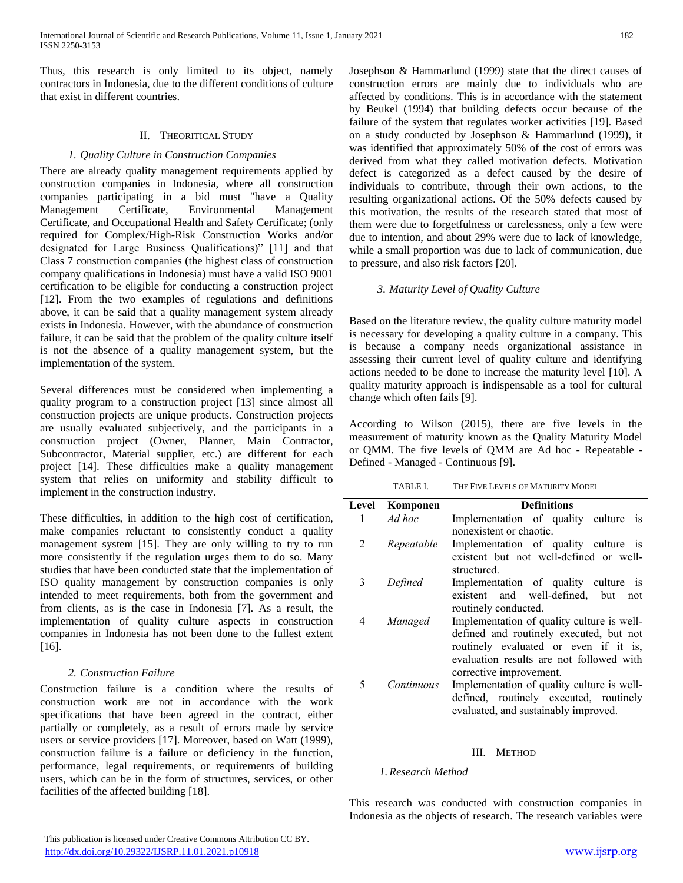Thus, this research is only limited to its object, namely contractors in Indonesia, due to the different conditions of culture that exist in different countries.

## II. Theoritical Study

### 1. Quality Culture in Construction Companies

There are already quality management requirements applied by construction companies in Indonesia, where all construction companies participating in a bid must "have a Quality Management Certificate, Environmental Management Certificate, and Occupational Health and Safety Certificate; (only required for Complex/High-Risk Construction Works and/or designated for Large Business Qualifications)" [11] and that Class 7 construction companies (the highest class of construction company qualifications in Indonesia) must have a valid ISO 9001 certification to be eligible for conducting a construction project [12]. From the two examples of regulations and definitions above, it can be said that a quality management system already exists in Indonesia. However, with the abundance of construction failure, it can be said that the problem of the quality culture itself is not the absence of a quality management system, but the implementation of the system.

Several differences must be considered when implementing a quality program to a construction project [13] since almost all construction projects are unique products. Construction projects are usually evaluated subjectively, and the participants in a construction project (Owner, Planner, Main Contractor, Subcontractor, Material supplier, etc.) are different for each project [14]. These difficulties make a quality management system that relies on uniformity and stability difficult to implement in the construction industry.

These difficulties, in addition to the high cost of certification, make companies reluctant to consistently conduct a quality management system [15]. They are only willing to try to run more consistently if the regulation urges them to do so. Many studies that have been conducted state that the implementation of ISO quality management by construction companies is only intended to meet requirements, both from the government and from clients, as is the case in Indonesia [7]. As a result, the implementation of quality culture aspects in construction companies in Indonesia has not been done to the fullest extent [16].

### 2. Construction Failure

Construction failure is a condition where the results of construction work are not in accordance with the work specifications that have been agreed in the contract, either partially or completely, as a result of errors made by service users or service providers [17]. Moreover, based on Watt (1999), construction failure is a failure or deficiency in the function, performance, legal requirements, or requirements of building users, which can be in the form of structures, services, or other facilities of the affected building [18].

Josephson & Hammarlund (1999) state that the direct causes of construction errors are mainly due to individuals who are affected by conditions. This is in accordance with the statement by Beukel (1994) that building defects occur because of the failure of the system that regulates worker activities [19]. Based on a study conducted by Josephson & Hammarlund (1999), it was identified that approximately 50% of the cost of errors was derived from what they called motivation defects. Motivation defect is categorized as a defect caused by the desire of individuals to contribute, through their own actions, to the resulting organizational actions. Of the 50% defects caused by this motivation, the results of the research stated that most of them were due to forgetfulness or carelessness, only a few were due to intention, and about 29% were due to lack of knowledge, while a small proportion was due to lack of communication, due to pressure, and also risk factors [20].

### 3. Maturity Level of Quality Culture

Based on the literature review, the quality culture maturity model is necessary for developing a quality culture in a company. This is because a company needs organizational assistance in assessing their current level of quality culture and identifying actions needed to be done to increase the maturity level [10]. A quality maturity approach is indispensable as a tool for cultural change which often fails [9].

According to Wilson (2015), there are five levels in the measurement of maturity known as the Quality Maturity Model or QMM. The five levels of QMM are Ad hoc - Repeatable - Defined - Managed - Continuous [9].

TABLE I. The Five Levels of Maturity Model

| Level | Komponen | Definitions |
|---|---|---|
| 1 | *Ad hoc* | Implementation of quality culture is nonexistent or chaotic. |
| 2 | *Repeatable* | Implementation of quality culture is existent but not well-defined or well-structured. |
| 3 | *Defined* | Implementation of quality culture is existent and well-defined, but not routinely conducted. |
| 4 | *Managed* | Implementation of quality culture is well-defined and routinely executed, but not routinely evaluated or even if it is, evaluation results are not followed with corrective improvement. |
| 5 | *Continuous* | Implementation of quality culture is well-defined, routinely executed, routinely evaluated, and sustainably improved. |

## III. Method

### 1. Research Method

This research was conducted with construction companies in Indonesia as the objects of research. The research variables were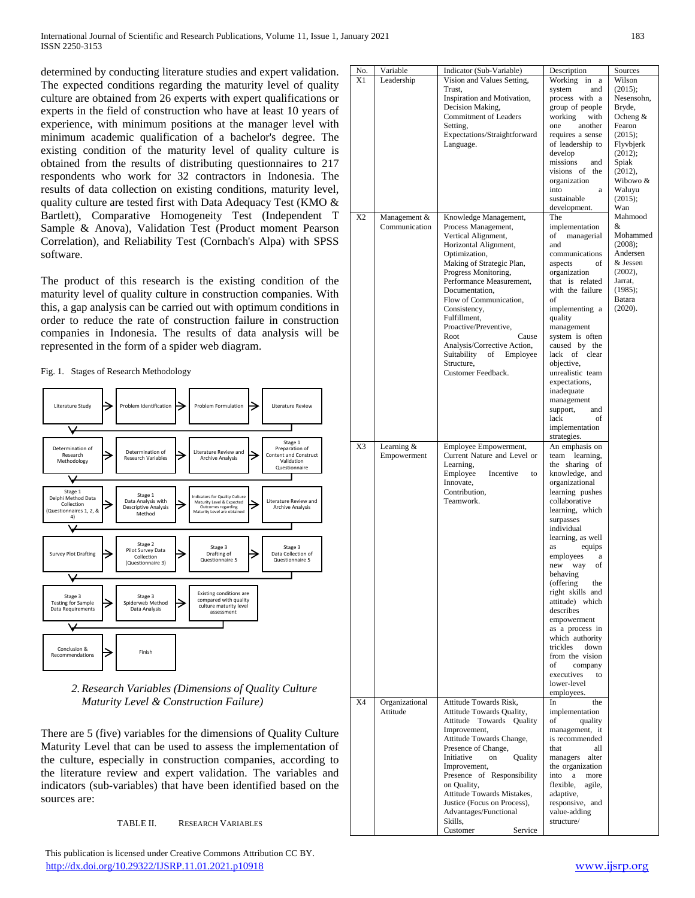determined by conducting literature studies and expert validation. The expected conditions regarding the maturity level of quality culture are obtained from 26 experts with expert qualifications or experts in the field of construction who have at least 10 years of experience, with minimum positions at the manager level with minimum academic qualification of a bachelor's degree. The existing condition of the maturity level of quality culture is obtained from the results of distributing questionnaires to 217 respondents who work for 32 contractors in Indonesia. The results of data collection on existing conditions, maturity level, quality culture are tested first with Data Adequacy Test (KMO & Bartlett), Comparative Homogeneity Test (Independent T Sample & Anova), Validation Test (Product moment Pearson Correlation), and Reliability Test (Cornbach's Alpa) with SPSS software.

The product of this research is the existing condition of the maturity level of quality culture in construction companies. With this, a gap analysis can be carried out with optimum conditions in order to reduce the rate of construction failure in construction companies in Indonesia. The results of data analysis will be represented in the form of a spider web diagram.

Fig. 1. Stages of Research Methodology

Literature Study
Problem Identification
Problem Formulation
Literature Review
Determination of Research Methodology
Determination of Research Variables
Literature Review and Archive Analysis
Stage 1 Preparation of Content and Construct Validation Questionnaire
Stage 1 Delphi Method Data Collection (Questionnaires 1, 2, & 4)
Stage 1 Data Analysis with Descriptive Analysis Method
Indicators for Quality Culture Maturity Level & Expected Outcomes regarding Maturity Level are obtained
Literature Review and Archive Analysis
Survey Plot Drafting
Stage 2 Pilot Survey Data Collection (Questionnaire 3)
Stage 3 Drafting of Questionnaire 5
Stage 3 Data Collection of Questionnaire 5
Stage 3 Testing for Sample Data Requirements
Stage 3 Spiderweb Method Data Analysis
Existing conditions are compared with quality culture maturity level assessment
Conclusion & Recommendations
Finish

### *2. Research Variables (Dimensions of Quality Culture Maturity Level & Construction Failure)*

There are 5 (five) variables for the dimensions of Quality Culture Maturity Level that can be used to assess the implementation of the culture, especially in construction companies, according to the literature review and expert validation. The variables and indicators (sub-variables) that have been identified based on the sources are:

TABLE II. RESEARCH VARIABLES

| No. | Variable | Indicator (Sub-Variable) | Description | Sources |
|---|---|---|---|---|
| X1 | Leadership | Vision and Values Setting, Trust, Inspiration and Motivation, Decision Making, Commitment of Leaders Setting, Expectations/Straightforward Language. | Working in a system and process with a group of people working with one another requires a sense of leadership to develop missions and visions of the organization into a sustainable development. | Wilson (2015); Nesensohn, Bryde, Ocheng & Fearon (2015); Flyvbjerg (2012); Spiak (2012), Wibowo & Waluyu (2015); Wan Mahmood & Mohammed (2008); Andersen & Jessen (2002), Jarrat, (1985); Batara (2020). |
| X2 | Management & Communication | Knowledge Management, Process Management, Vertical Alignment, Horizontal Alignment, Optimization, Making of Strategic Plan, Progress Monitoring, Performance Measurement, Documentation, Flow of Communication, Consistency, Fulfillment, Proactive/Preventive, Root Cause Analysis/Corrective Action, Suitability of Employee Structure, Customer Feedback. | The implementation of managerial and communications aspects of organization that is related with the failure of implementing a quality management system is often caused by the lack of clear objective, unrealistic team expectations, inadequate management support, and lack of implementation strategies. | |
| X3 | Learning & Empowerment | Employee Empowerment, Current Nature and Level or Learning, Employee Incentive to Innovate, Contribution, Teamwork. | An emphasis on team learning, the sharing of knowledge, and organizational learning pushes collaborative learning, which surpasses individual learning, as well as equips employees a new way of behaving (offering the right skills and attitude) which describes empowerment as a process in which authority trickles down from the vision of company executives to lower-level employees. | |
| X4 | Organizational Attitude | Attitude Towards Risk, Attitude Towards Quality, Attitude Towards Quality Improvement, Attitude Towards Change, Presence of Change, Initiative on Quality Improvement, Presence of Responsibility on Quality, Attitude Towards Mistakes, Justice (Focus on Process), Advantages/Functional Skills, Customer Service | In the implementation of quality management, it is recommended that all managers alter the organization into a more flexible, agile, adaptive, responsive, and value-adding structure/ | |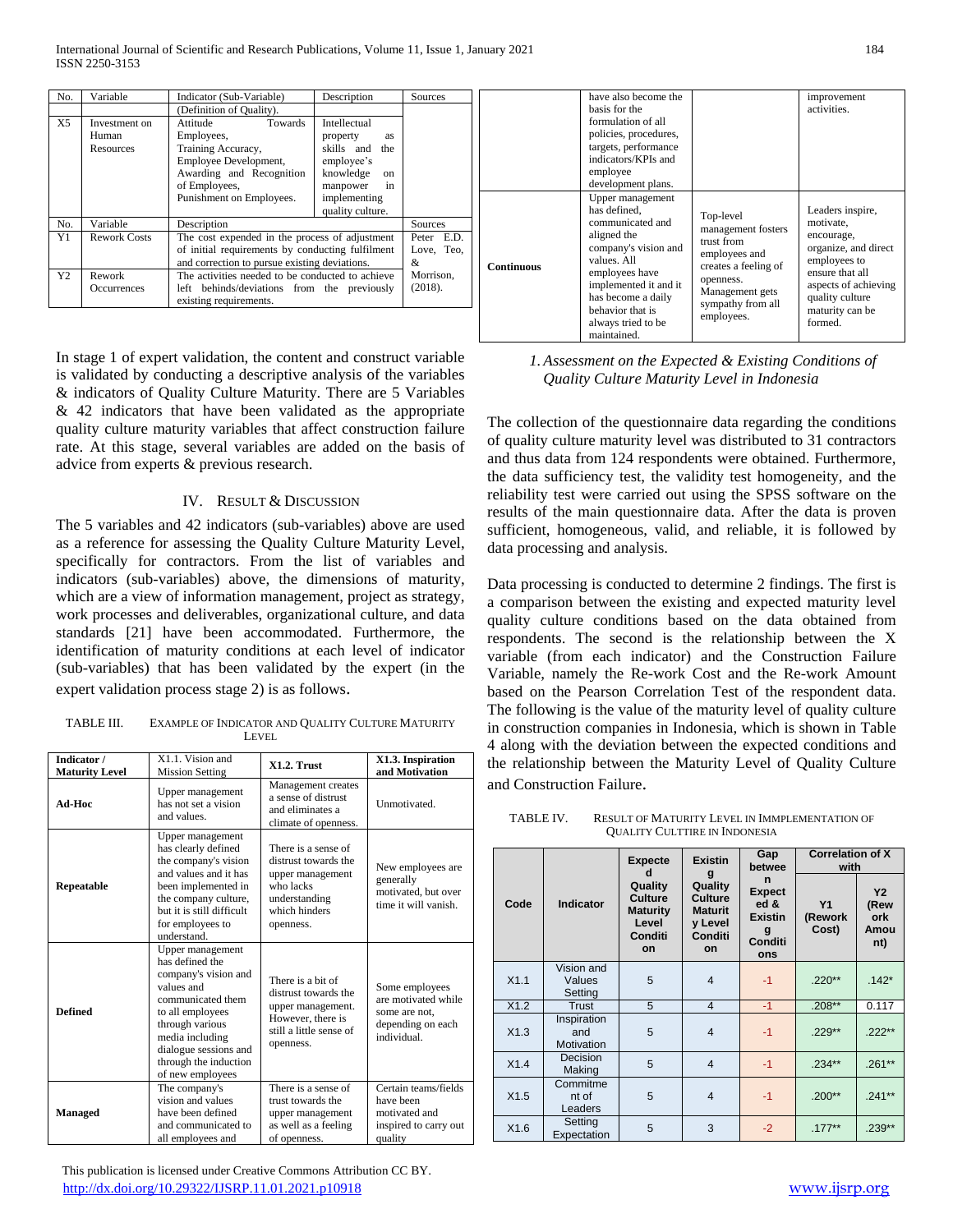| No. | Variable | Indicator (Sub-Variable) | Description | Sources |
|---|---|---|---|---|
| | | (Definition of Quality). | | |
| X5 | Investment on Human Resources | Attitude Towards Employees, Training Accuracy, Employee Development, Awarding and Recognition of Employees, Punishment on Employees. | Intellectual property as skills and the employee's knowledge on manpower in implementing quality culture. | |

| No. | Variable | Description | Sources |
|---|---|---|---|
| Y1 | Rework Costs | The cost expended in the process of adjustment of initial requirements by conducting fulfilment and correction to pursue existing deviations. | Peter E.D. Love, Teo, & Morrison, (2018). |
| Y2 | Rework Occurrences | The activities needed to be conducted to achieve left behinds/deviations from the previously existing requirements. | |

In stage 1 of expert validation, the content and construct variable is validated by conducting a descriptive analysis of the variables & indicators of Quality Culture Maturity. There are 5 Variables & 42 indicators that have been validated as the appropriate quality culture maturity variables that affect construction failure rate. At this stage, several variables are added on the basis of advice from experts & previous research.

## IV. Result & Discussion

The 5 variables and 42 indicators (sub-variables) above are used as a reference for assessing the Quality Culture Maturity Level, specifically for contractors. From the list of variables and indicators (sub-variables) above, the dimensions of maturity, which are a view of information management, project as strategy, work processes and deliverables, organizational culture, and data standards [21] have been accommodated. Furthermore, the identification of maturity conditions at each level of indicator (sub-variables) that has been validated by the expert (in the expert validation process stage 2) is as follows.

TABLE III. Example of Indicator and Quality Culture Maturity Level

| Indicator / Maturity Level | X1.1. Vision and Mission Setting | X1.2. Trust | X1.3. Inspiration and Motivation |
|---|---|---|---|
| Ad-Hoc | Upper management has not set a vision and values. | Management creates a sense of distrust and eliminates a climate of openness. | Unmotivated. |
| Repeatable | Upper management has clearly defined the company's vision and values and it has been implemented in the company culture, but it is still difficult for employees to understand. | There is a sense of distrust towards the upper management who lacks understanding which hinders openness. | New employees are generally motivated, but over time it will vanish. |
| Defined | Upper management has defined the company's vision and values and communicated them to all employees through various media including dialogue sessions and through the induction of new employees | There is a bit of distrust towards the upper management. However, there is still a little sense of openness. | Some employees are motivated while some are not, depending on each individual. |
| Managed | The company's vision and values have been defined and communicated to all employees and have also become the basis for the formulation of all policies, procedures, targets, performance indicators/KPIs and employee development plans. | There is a sense of trust towards the upper management as well as a feeling of openness. | Certain teams/fields have been motivated and inspired to carry out quality improvement activities. |
| Continuous | Upper management has defined, communicated and aligned the company's vision and values. All employees have implemented it and it has become a daily behavior that is always tried to be maintained. | Top-level management fosters trust from employees and creates a feeling of openness. Management gets sympathy from all employees. | Leaders inspire, motivate, encourage, organize, and direct employees to ensure that all aspects of achieving quality culture maturity can be formed. |

### 1. Assessment on the Expected & Existing Conditions of Quality Culture Maturity Level in Indonesia

The collection of the questionnaire data regarding the conditions of quality culture maturity level was distributed to 31 contractors and thus data from 124 respondents were obtained. Furthermore, the data sufficiency test, the validity test homogeneity, and the reliability test were carried out using the SPSS software on the results of the main questionnaire data. After the data is proven sufficient, homogeneous, valid, and reliable, it is followed by data processing and analysis.

Data processing is conducted to determine 2 findings. The first is a comparison between the existing and expected maturity level quality culture conditions based on the data obtained from respondents. The second is the relationship between the X variable (from each indicator) and the Construction Failure Variable, namely the Re-work Cost and the Re-work Amount based on the Pearson Correlation Test of the respondent data. The following is the value of the maturity level of quality culture in construction companies in Indonesia, which is shown in Table 4 along with the deviation between the expected conditions and the relationship between the Maturity Level of Quality Culture and Construction Failure.

TABLE IV. Result of Maturity Level in Immplementation of Quality Culttire in Indonesia

| Code | Indicator | Expected Quality Culture Maturity Level Condition | Existing Quality Culture Maturity Level Condition | Gap between Expected & Existing Conditions | Correlation of X with | |
|---|---|---|---|---|---|---|
| | | | | | Y1 (Rework Cost) | Y2 (Rework Amount) |
| X1.1 | Vision and Values Setting | 5 | 4 | -1 | .220** | .142* |
| X1.2 | Trust | 5 | 4 | -1 | .208** | 0.117 |
| X1.3 | Inspiration and Motivation | 5 | 4 | -1 | .229** | .222** |
| X1.4 | Decision Making | 5 | 4 | -1 | .234** | .261** |
| X1.5 | Commitment of Leaders | 5 | 4 | -1 | .200** | .241** |
| X1.6 | Setting Expectation | 5 | 3 | -2 | .177** | .239** |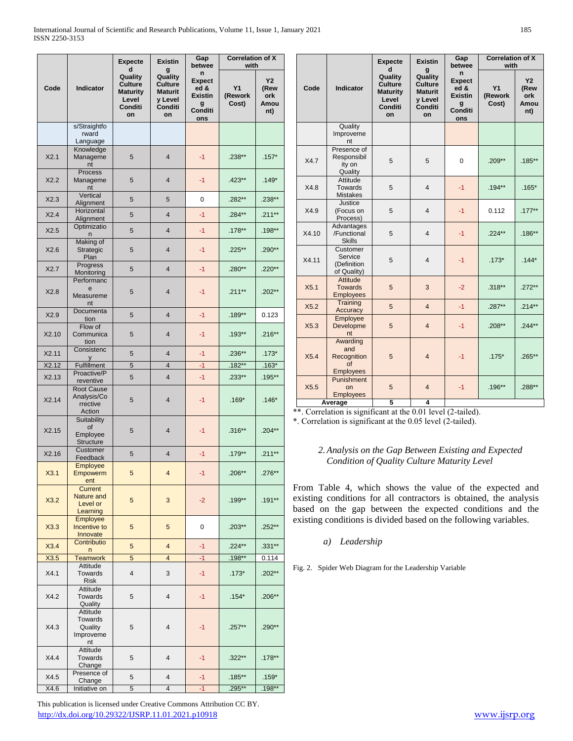| Code | Indicator | Expected Quality Culture Maturity Level Condition | Existing Quality Culture Maturity Level Condition | Gap between Expected & Existing Conditions | Correlation of X with | |
|---|---|---|---|---|---|---|
| | | | | | Y1 (Rework Cost) | Y2 (Rework Amount) |
| | s/Straightforward Language | | | | | |
| X2.1 | Knowledge Management | 5 | 4 | -1 | .238** | .157* |
| X2.2 | Process Management | 5 | 4 | -1 | .423** | .149* |
| X2.3 | Vertical Alignment | 5 | 5 | 0 | .282** | .238** |
| X2.4 | Horizontal Alignment | 5 | 4 | -1 | .284** | .211** |
| X2.5 | Optimization | 5 | 4 | -1 | .178** | .198** |
| X2.6 | Making of Strategic Plan | 5 | 4 | -1 | .225** | .290** |
| X2.7 | Progress Monitoring | 5 | 4 | -1 | .280** | .220** |
| X2.8 | Performance Measurement | 5 | 4 | -1 | .211** | .202** |
| X2.9 | Documentation | 5 | 4 | -1 | .189** | 0.123 |
| X2.10 | Flow of Communication | 5 | 4 | -1 | .193** | .216** |
| X2.11 | Consistency | 5 | 4 | -1 | .236** | .173* |
| X2.12 | Fulfillment | 5 | 4 | -1 | .182** | .163* |
| X2.13 | Proactive/Preventive | 5 | 4 | -1 | .233** | .195** |
| X2.14 | Root Cause Analysis/Corrective Action | 5 | 4 | -1 | .169* | .146* |
| X2.15 | Suitability of Employee Structure | 5 | 4 | -1 | .316** | .204** |
| X2.16 | Customer Feedback | 5 | 4 | -1 | .179** | .211** |
| X3.1 | Employee Empowerment | 5 | 4 | -1 | .206** | .276** |
| X3.2 | Current Nature and Level or Learning | 5 | 3 | -2 | .199** | .191** |
| X3.3 | Employee Incentive to Innovate | 5 | 5 | 0 | .203** | .252** |
| X3.4 | Contribution | 5 | 4 | -1 | .224** | .331** |
| X3.5 | Teamwork | 5 | 4 | -1 | .198** | 0.114 |
| X4.1 | Attitude Towards Risk | 4 | 3 | -1 | .173* | .202** |
| X4.2 | Attitude Towards Quality | 5 | 4 | -1 | .154* | .206** |
| X4.3 | Attitude Towards Quality Improvement | 5 | 4 | -1 | .257** | .290** |
| X4.4 | Attitude Towards Change | 5 | 4 | -1 | .322** | .178** |
| X4.5 | Presence of Change | 5 | 4 | -1 | .185** | .159* |
| X4.6 | Initiative on Quality Improvement | 5 | 4 | -1 | .295** | .198** |
| X4.7 | Presence of Responsibility on Quality | 5 | 5 | 0 | .209** | .185** |
| X4.8 | Attitude Towards Mistakes | 5 | 4 | -1 | .194** | .165* |
| X4.9 | Justice (Focus on Process) | 5 | 4 | -1 | 0.112 | .177** |
| X4.10 | Advantages /Functional Skills | 5 | 4 | -1 | .224** | .186** |
| X4.11 | Customer Service (Definition of Quality) | 5 | 4 | -1 | .173* | .144* |
| X5.1 | Attitude Towards Employees | 5 | 3 | -2 | .318** | .272** |
| X5.2 | Training Accuracy | 5 | 4 | -1 | .287** | .214** |
| X5.3 | Employee Development | 5 | 4 | -1 | .208** | .244** |
| X5.4 | Awarding and Recognition of Employees | 5 | 4 | -1 | .175* | .265** |
| X5.5 | Punishment on Employees | 5 | 4 | -1 | .196** | .288** |
| Average | | 5 | 4 | | | |

**. Correlation is significant at the 0.01 level (2-tailed).

*. Correlation is significant at the 0.05 level (2-tailed).

## *2. Analysis on the Gap Between Existing and Expected Condition of Quality Culture Maturity Level*

From Table 4, which shows the value of the expected and existing conditions for all contractors is obtained, the analysis based on the gap between the expected conditions and the existing conditions is divided based on the following variables.

### *a) Leadership*

Fig. 2. Spider Web Diagram for the Leadership Variable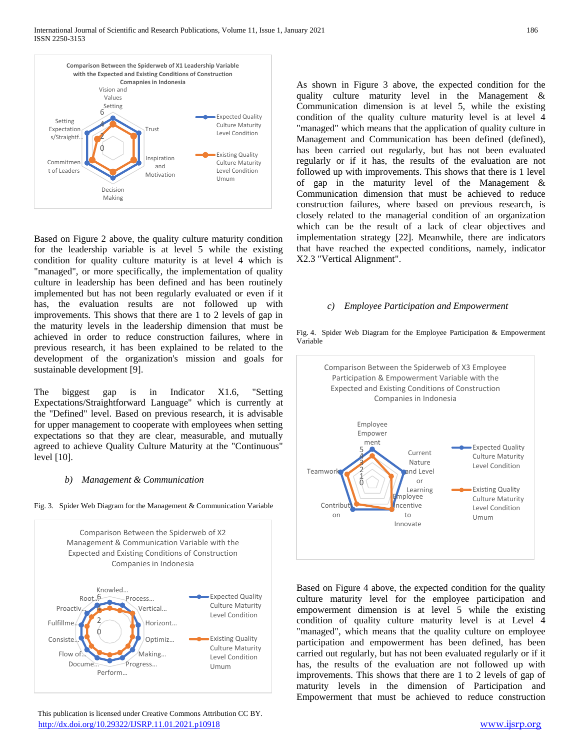Comparison Between the Spiderweb of X1 Leadership Variable with the Expected and Existing Conditions of Construction Comapnies in Indonesia

Vision and Values Setting

Trust

Inspiration and Motivation

Decision Making

Commitment of Leaders

Setting Expectations/Straightf...

6
4
2
0

Expected Quality Culture Maturity Level Condition

Existing Quality Culture Maturity Level Condition Umum

Based on Figure 2 above, the quality culture maturity condition for the leadership variable is at level 5 while the existing condition for quality culture maturity is at level 4 which is "managed", or more specifically, the implementation of quality culture in leadership has been defined and has been routinely implemented but has not been regularly evaluated or even if it has, the evaluation results are not followed up with improvements. This shows that there are 1 to 2 levels of gap in the maturity levels in the leadership dimension that must be achieved in order to reduce construction failures, where in previous research, it has been explained to be related to the development of the organization's mission and goals for sustainable development [9].

The biggest gap is in Indicator X1.6, "Setting Expectations/Straightforward Language" which is currently at the "Defined" level. Based on previous research, it is advisable for upper management to cooperate with employees when setting expectations so that they are clear, measurable, and mutually agreed to achieve Quality Culture Maturity at the "Continuous" level [10].

### b) *Management & Communication*

Fig. 3. Spider Web Diagram for the Management & Communication Variable

Comparison Between the Spiderweb of X2 Management & Communication Variable with the Expected and Existing Conditions of Construction Companies in Indonesia

Knowled...
Process...
Vertical...
Horizont...
Optimiz...
Making...
Progress...
Perform...
Docume...
Flow of...
Consiste...
Fulfillme...
Proactiv...
Root...

6
4
2
0

Expected Quality Culture Maturity Level Condition

Existing Quality Culture Maturity Level Condition Umum

As shown in Figure 3 above, the expected condition for the quality culture maturity level in the Management & Communication dimension is at level 5, while the existing condition of the quality culture maturity level is at level 4 "managed" which means that the application of quality culture in Management and Communication has been defined (defined), has been carried out regularly, but has not been evaluated regularly or if it has, the results of the evaluation are not followed up with improvements. This shows that there is 1 level of gap in the maturity level of the Management & Communication dimension that must be achieved to reduce construction failures, where based on previous research, is closely related to the managerial condition of an organization which can be the result of a lack of clear objectives and implementation strategy [22]. Meanwhile, there are indicators that have reached the expected conditions, namely, indicator X2.3 "Vertical Alignment".

### c) *Employee Participation and Empowerment*

Fig. 4. Spider Web Diagram for the Employee Participation & Empowerment Variable

Comparison Between the Spiderweb of X3 Employee Participation & Empowerment Variable with the Expected and Existing Conditions of Construction Companies in Indonesia

Employee Empowerment

Current Nature and Level or Learning

Employee Incentive to Innovate

Contribution

Teamwork

5
4
3
2
1
0

Expected Quality Culture Maturity Level Condition

Existing Quality Culture Maturity Level Condition Umum

Based on Figure 4 above, the expected condition for the quality culture maturity level for the employee participation and empowerment dimension is at level 5 while the existing condition of quality culture maturity level is at Level 4 "managed", which means that the quality culture on employee participation and empowerment has been defined, has been carried out regularly, but has not been evaluated regularly or if it has, the results of the evaluation are not followed up with improvements. This shows that there are 1 to 2 levels of gap of maturity levels in the dimension of Participation and Empowerment that must be achieved to reduce construction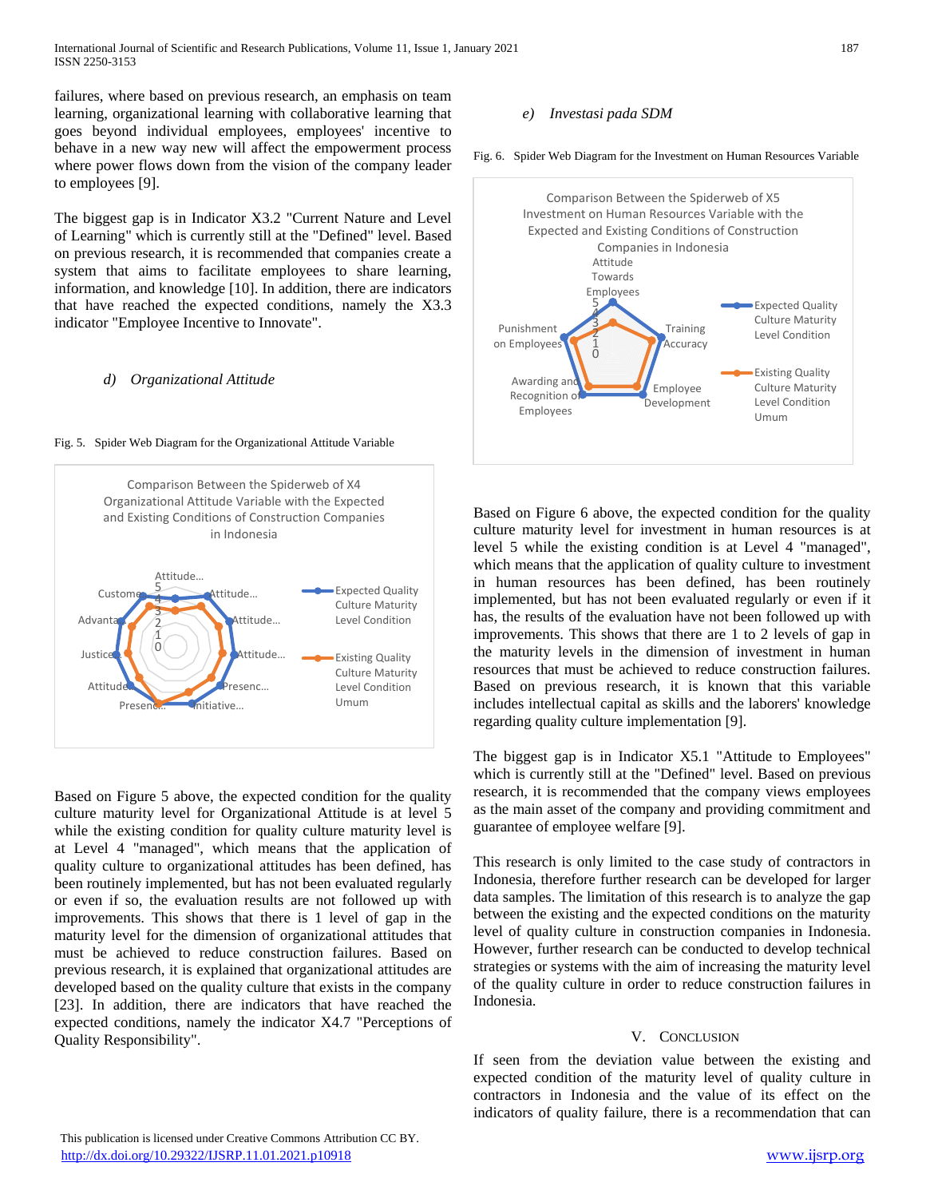failures, where based on previous research, an emphasis on team learning, organizational learning with collaborative learning that goes beyond individual employees, employees' incentive to behave in a new way new will affect the empowerment process where power flows down from the vision of the company leader to employees [9].

The biggest gap is in Indicator X3.2 "Current Nature and Level of Learning" which is currently still at the "Defined" level. Based on previous research, it is recommended that companies create a system that aims to facilitate employees to share learning, information, and knowledge [10]. In addition, there are indicators that have reached the expected conditions, namely the X3.3 indicator "Employee Incentive to Innovate".

### *d) Organizational Attitude*

Fig. 5. Spider Web Diagram for the Organizational Attitude Variable

Based on Figure 5 above, the expected condition for the quality culture maturity level for Organizational Attitude is at level 5 while the existing condition for quality culture maturity level is at Level 4 "managed", which means that the application of quality culture to organizational attitudes has been defined, has been routinely implemented, but has not been evaluated regularly or even if so, the evaluation results are not followed up with improvements. This shows that there is 1 level of gap in the maturity level for the dimension of organizational attitudes that must be achieved to reduce construction failures. Based on previous research, it is explained that organizational attitudes are developed based on the quality culture that exists in the company [23]. In addition, there are indicators that have reached the expected conditions, namely the indicator X4.7 "Perceptions of Quality Responsibility".

### *e) Investasi pada SDM*

Fig. 6. Spider Web Diagram for the Investment on Human Resources Variable

Based on Figure 6 above, the expected condition for the quality culture maturity level for investment in human resources is at level 5 while the existing condition is at Level 4 "managed", which means that the application of quality culture to investment in human resources has been defined, has been routinely implemented, but has not been evaluated regularly or even if it has, the results of the evaluation have not been followed up with improvements. This shows that there are 1 to 2 levels of gap in the maturity levels in the dimension of investment in human resources that must be achieved to reduce construction failures. Based on previous research, it is known that this variable includes intellectual capital as skills and the laborers' knowledge regarding quality culture implementation [9].

The biggest gap is in Indicator X5.1 "Attitude to Employees" which is currently still at the "Defined" level. Based on previous research, it is recommended that the company views employees as the main asset of the company and providing commitment and guarantee of employee welfare [9].

This research is only limited to the case study of contractors in Indonesia, therefore further research can be developed for larger data samples. The limitation of this research is to analyze the gap between the existing and the expected conditions on the maturity level of quality culture in construction companies in Indonesia. However, further research can be conducted to develop technical strategies or systems with the aim of increasing the maturity level of the quality culture in order to reduce construction failures in Indonesia.

## V. Conclusion

If seen from the deviation value between the existing and expected condition of the maturity level of quality culture in contractors in Indonesia and the value of its effect on the indicators of quality failure, there is a recommendation that can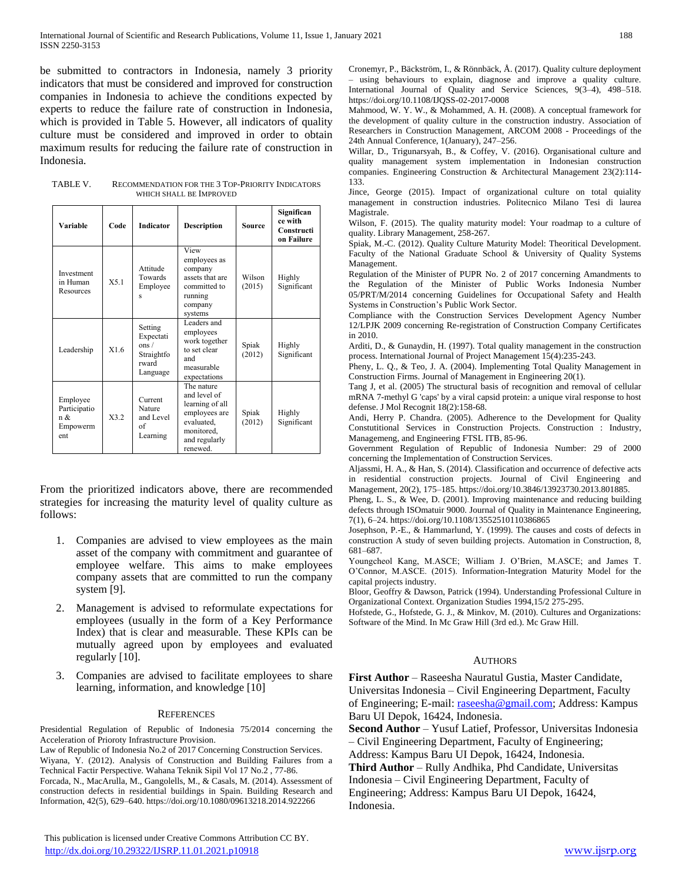be submitted to contractors in Indonesia, namely 3 priority indicators that must be considered and improved for construction companies in Indonesia to achieve the conditions expected by experts to reduce the failure rate of construction in Indonesia, which is provided in Table 5. However, all indicators of quality culture must be considered and improved in order to obtain maximum results for reducing the failure rate of construction in Indonesia.

TABLE V. RECOMMENDATION FOR THE 3 TOP-PRIORITY INDICATORS WHICH SHALL BE IMPROVED

| Variable | Code | Indicator | Description | Source | Significance with Construction Failure |
|---|---|---|---|---|---|
| Investment in Human Resources | X5.1 | Attitude Towards Employees | View employees as company assets that are committed to running company systems | Wilson (2015) | Highly Significant |
| Leadership | X1.6 | Setting Expectations / Straightforward Language | Leaders and employees work together to set clear and measurable expectations | Spiak (2012) | Highly Significant |
| Employee Participation & Empowerment | X3.2 | Current Nature and Level of Learning | The nature and level of learning of all employees are evaluated, monitored, and regularly renewed. | Spiak (2012) | Highly Significant |

From the prioritized indicators above, there are recommended strategies for increasing the maturity level of quality culture as follows:

1. Companies are advised to view employees as the main asset of the company with commitment and guarantee of employee welfare. This aims to make employees company assets that are committed to run the company system [9].
2. Management is advised to reformulate expectations for employees (usually in the form of a Key Performance Index) that is clear and measurable. These KPIs can be mutually agreed upon by employees and evaluated regularly [10].
3. Companies are advised to facilitate employees to share learning, information, and knowledge [10]

## REFERENCES

Presidential Regulation of Republic of Indonesia 75/2014 concerning the Acceleration of Prioroty Infrastructure Provision.

Law of Republic of Indonesia No.2 of 2017 Concerning Construction Services.

Wiyana, Y. (2012). Analysis of Construction and Building Failures from a Technical Factir Perspective. Wahana Teknik Sipil Vol 17 No.2 , 77-86.

Forcada, N., MacArulla, M., Gangolells, M., & Casals, M. (2014). Assessment of construction defects in residential buildings in Spain. Building Research and Information, 42(5), 629–640. https://doi.org/10.1080/09613218.2014.922266

Cronemyr, P., Bäckström, I., & Rönnbäck, Å. (2017). Quality culture deployment – using behaviours to explain, diagnose and improve a quality culture. International Journal of Quality and Service Sciences, 9(3–4), 498–518. https://doi.org/10.1108/IJQSS-02-2017-0008

Mahmood, W. Y. W., & Mohammed, A. H. (2008). A conceptual framework for the development of quality culture in the construction industry. Association of Researchers in Construction Management, ARCOM 2008 - Proceedings of the 24th Annual Conference, 1(January), 247–256.

Willar, D., Trigunarsyah, B., & Coffey, V. (2016). Organisational culture and quality management system implementation in Indonesian construction companies. Engineering Construction & Architectural Management 23(2):114-133.

Jince, George (2015). Impact of organizational culture on total quiality management in construction industries. Politecnico Milano Tesi di laurea Magistrale.

Wilson, F. (2015). The quality maturity model: Your roadmap to a culture of quality. Library Management, 258-267.

Spiak, M.-C. (2012). Quality Culture Maturity Model: Theoritical Development. Faculty of the National Graduate School & University of Quality Systems Management.

Regulation of the Minister of PUPR No. 2 of 2017 concerning Amandments to the Regulation of the Minister of Public Works Indonesia Number 05/PRT/M/2014 concerning Guidelines for Occupational Safety and Health Systems in Construction's Public Work Sector.

Compliance with the Construction Services Development Agency Number 12/LPJK 2009 concerning Re-registration of Construction Company Certificates in 2010.

Arditi, D., & Gunaydin, H. (1997). Total quality management in the construction process. International Journal of Project Management 15(4):235-243.

Pheny, L. Q., & Teo, J. A. (2004). Implementing Total Quality Management in Construction Firms. Journal of Management in Engineering 20(1).

Tang J, et al. (2005) The structural basis of recognition and removal of cellular mRNA 7-methyl G 'caps' by a viral capsid protein: a unique viral response to host defense. J Mol Recognit 18(2):158-68.

Andi, Herry P. Chandra. (2005). Adherence to the Development for Quality Constutitional Services in Construction Projects. Construction : Industry, Managemeng, and Engineering FTSL ITB, 85-96.

Government Regulation of Republic of Indonesia Number: 29 of 2000 concerning the Implementation of Construction Services.

Aljassmi, H. A., & Han, S. (2014). Classification and occurrence of defective acts in residential construction projects. Journal of Civil Engineering and Management, 20(2), 175–185. https://doi.org/10.3846/13923730.2013.801885.

Pheng, L. S., & Wee, D. (2001). Improving maintenance and reducing building defects through ISOmatuir 9000. Journal of Quality in Maintenance Engineering, 7(1), 6–24. https://doi.org/10.1108/13552510110386865

Josephson, P.-E., & Hammarlund, Y. (1999). The causes and costs of defects in construction A study of seven building projects. Automation in Construction, 8, 681–687.

Youngcheol Kang, M.ASCE; William J. O'Brien, M.ASCE; and James T. O'Connor, M.ASCE. (2015). Information-Integration Maturity Model for the capital projects industry.

Bloor, Geoffry & Dawson, Patrick (1994). Understanding Professional Culture in Organizational Context. Organization Studies 1994,15/2 275-295.

Hofstede, G., Hofstede, G. J., & Minkov, M. (2010). Cultures and Organizations: Software of the Mind. In Mc Graw Hill (3rd ed.). Mc Graw Hill.

## AUTHORS

**First Author** – Raseesha Nauratul Gustia, Master Candidate, Universitas Indonesia – Civil Engineering Department, Faculty of Engineering; E-mail: raseesha@gmail.com; Address: Kampus Baru UI Depok, 16424, Indonesia.

**Second Author** – Yusuf Latief, Professor, Universitas Indonesia – Civil Engineering Department, Faculty of Engineering; Address: Kampus Baru UI Depok, 16424, Indonesia.

**Third Author** – Rully Andhika, Phd Candidate, Universitas Indonesia – Civil Engineering Department, Faculty of Engineering; Address: Kampus Baru UI Depok, 16424, Indonesia.